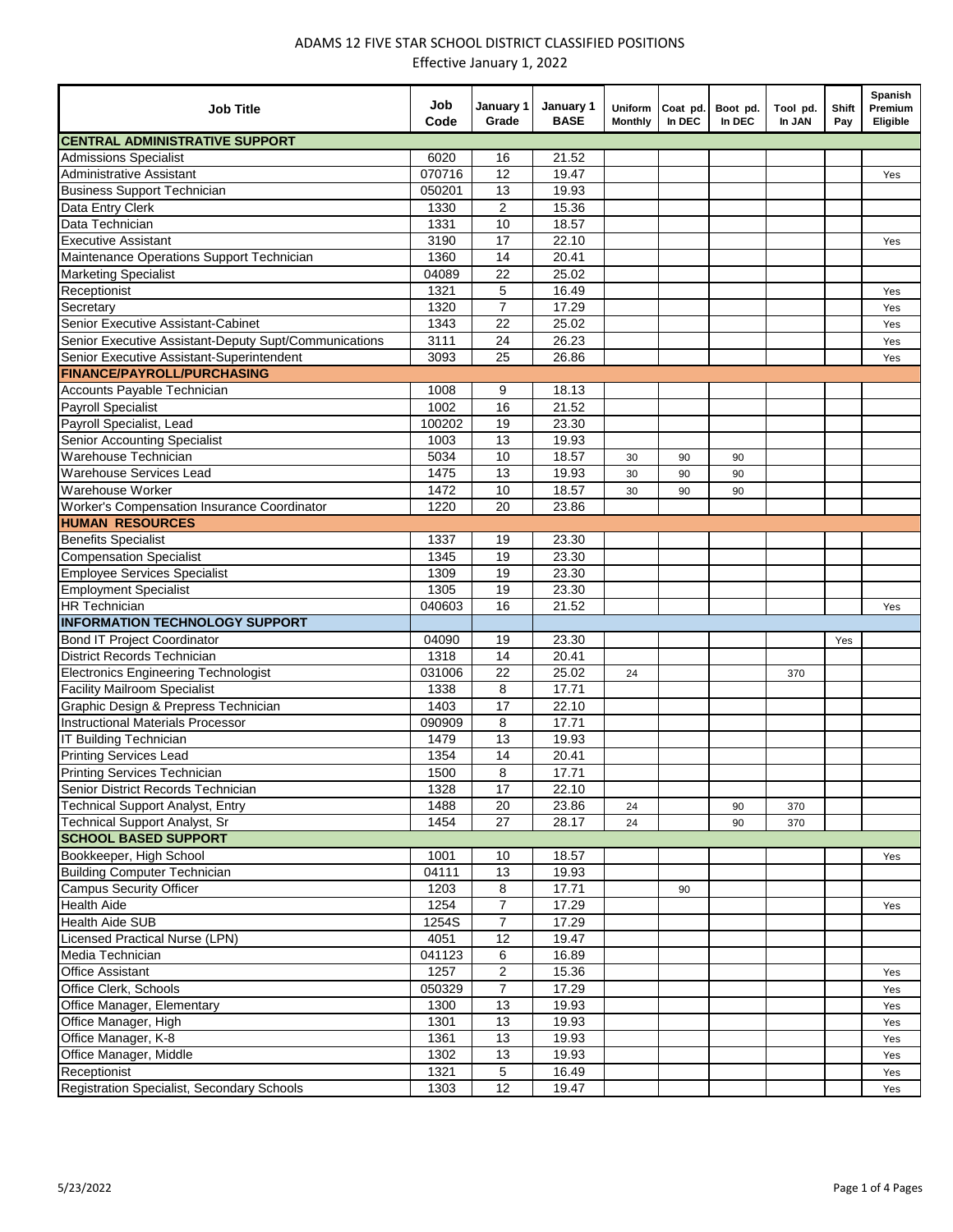ADAMS 12 FIVE STAR SCHOOL DISTRICT CLASSIFIED POSITIONS

Effective January 1, 2022

| Job Title | Job Code | January 1 Grade | January 1 BASE | Uniform Monthly | Coat pd. In DEC | Boot pd. In DEC | Tool pd. In JAN | Shift Pay | Spanish Premium Eligible |
|---|---|---|---|---|---|---|---|---|---|
| **CENTRAL ADMINISTRATIVE SUPPORT** | | | | | | | | | |
| Admissions Specialist | 6020 | 16 | 21.52 | | | | | | |
| Administrative Assistant | 070716 | 12 | 19.47 | | | | | | Yes |
| Business Support Technician | 050201 | 13 | 19.93 | | | | | | |
| Data Entry Clerk | 1330 | 2 | 15.36 | | | | | | |
| Data Technician | 1331 | 10 | 18.57 | | | | | | |
| Executive Assistant | 3190 | 17 | 22.10 | | | | | | Yes |
| Maintenance Operations Support Technician | 1360 | 14 | 20.41 | | | | | | |
| Marketing Specialist | 04089 | 22 | 25.02 | | | | | | |
| Receptionist | 1321 | 5 | 16.49 | | | | | | Yes |
| Secretary | 1320 | 7 | 17.29 | | | | | | Yes |
| Senior Executive Assistant-Cabinet | 1343 | 22 | 25.02 | | | | | | Yes |
| Senior Executive Assistant-Deputy Supt/Communications | 3111 | 24 | 26.23 | | | | | | Yes |
| Senior Executive Assistant-Superintendent | 3093 | 25 | 26.86 | | | | | | Yes |
| **FINANCE/PAYROLL/PURCHASING** | | | | | | | | | |
| Accounts Payable Technician | 1008 | 9 | 18.13 | | | | | | |
| Payroll Specialist | 1002 | 16 | 21.52 | | | | | | |
| Payroll Specialist, Lead | 100202 | 19 | 23.30 | | | | | | |
| Senior Accounting Specialist | 1003 | 13 | 19.93 | | | | | | |
| Warehouse Technician | 5034 | 10 | 18.57 | 30 | 90 | 90 | | | |
| Warehouse Services Lead | 1475 | 13 | 19.93 | 30 | 90 | 90 | | | |
| Warehouse Worker | 1472 | 10 | 18.57 | 30 | 90 | 90 | | | |
| Worker's Compensation Insurance Coordinator | 1220 | 20 | 23.86 | | | | | | |
| **HUMAN RESOURCES** | | | | | | | | | |
| Benefits Specialist | 1337 | 19 | 23.30 | | | | | | |
| Compensation Specialist | 1345 | 19 | 23.30 | | | | | | |
| Employee Services Specialist | 1309 | 19 | 23.30 | | | | | | |
| Employment Specialist | 1305 | 19 | 23.30 | | | | | | |
| HR Technician | 040603 | 16 | 21.52 | | | | | | Yes |
| **INFORMATION TECHNOLOGY SUPPORT** | | | | | | | | | |
| Bond IT Project Coordinator | 04090 | 19 | 23.30 | | | | | Yes | |
| District Records Technician | 1318 | 14 | 20.41 | | | | | | |
| Electronics Engineering Technologist | 031006 | 22 | 25.02 | 24 | | | 370 | | |
| Facility Mailroom Specialist | 1338 | 8 | 17.71 | | | | | | |
| Graphic Design & Prepress Technician | 1403 | 17 | 22.10 | | | | | | |
| Instructional Materials Processor | 090909 | 8 | 17.71 | | | | | | |
| IT Building Technician | 1479 | 13 | 19.93 | | | | | | |
| Printing Services Lead | 1354 | 14 | 20.41 | | | | | | |
| Printing Services Technician | 1500 | 8 | 17.71 | | | | | | |
| Senior District Records Technician | 1328 | 17 | 22.10 | | | | | | |
| Technical Support Analyst, Entry | 1488 | 20 | 23.86 | 24 | | 90 | 370 | | |
| Technical Support Analyst, Sr | 1454 | 27 | 28.17 | 24 | | 90 | 370 | | |
| **SCHOOL BASED SUPPORT** | | | | | | | | | |
| Bookkeeper, High School | 1001 | 10 | 18.57 | | | | | | Yes |
| Building Computer Technician | 04111 | 13 | 19.93 | | | | | | |
| Campus Security Officer | 1203 | 8 | 17.71 | | 90 | | | | |
| Health Aide | 1254 | 7 | 17.29 | | | | | | Yes |
| Health Aide SUB | 1254S | 7 | 17.29 | | | | | | |
| Licensed Practical Nurse (LPN) | 4051 | 12 | 19.47 | | | | | | |
| Media Technician | 041123 | 6 | 16.89 | | | | | | |
| Office Assistant | 1257 | 2 | 15.36 | | | | | | Yes |
| Office Clerk, Schools | 050329 | 7 | 17.29 | | | | | | Yes |
| Office Manager, Elementary | 1300 | 13 | 19.93 | | | | | | Yes |
| Office Manager, High | 1301 | 13 | 19.93 | | | | | | Yes |
| Office Manager, K-8 | 1361 | 13 | 19.93 | | | | | | Yes |
| Office Manager, Middle | 1302 | 13 | 19.93 | | | | | | Yes |
| Receptionist | 1321 | 5 | 16.49 | | | | | | Yes |
| Registration Specialist, Secondary Schools | 1303 | 12 | 19.47 | | | | | | Yes |

5/23/2022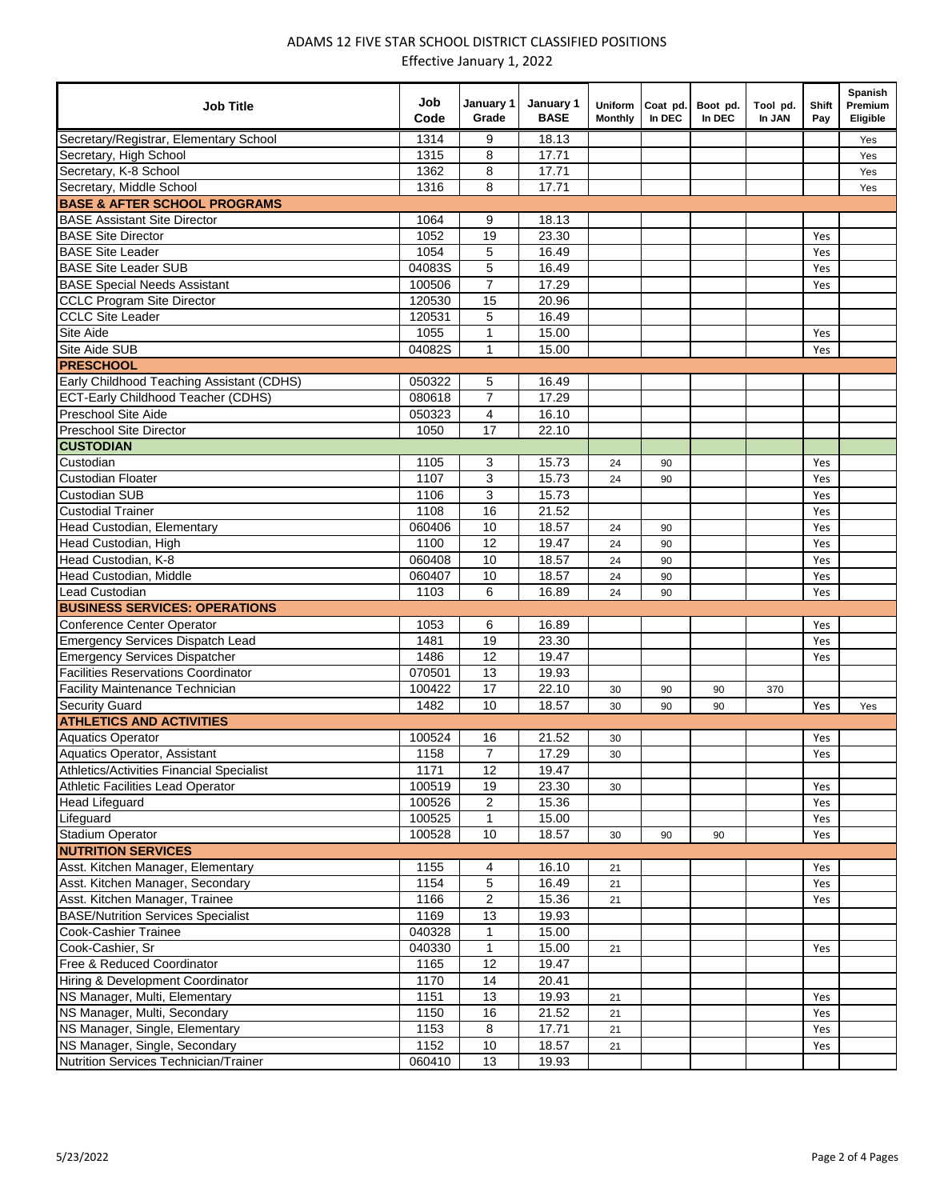ADAMS 12 FIVE STAR SCHOOL DISTRICT CLASSIFIED POSITIONS

Effective January 1, 2022

| Job Title | Job Code | January 1 Grade | January 1 BASE | Uniform Monthly | Coat pd. In DEC | Boot pd. In DEC | Tool pd. In JAN | Shift Pay | Spanish Premium Eligible |
|---|---|---|---|---|---|---|---|---|---|
| Secretary/Registrar, Elementary School | 1314 | 9 | 18.13 | | | | | | Yes |
| Secretary, High School | 1315 | 8 | 17.71 | | | | | | Yes |
| Secretary, K-8 School | 1362 | 8 | 17.71 | | | | | | Yes |
| Secretary, Middle School | 1316 | 8 | 17.71 | | | | | | Yes |
| **BASE & AFTER SCHOOL PROGRAMS** | | | | | | | | | |
| BASE Assistant Site Director | 1064 | 9 | 18.13 | | | | | | |
| BASE Site Director | 1052 | 19 | 23.30 | | | | | Yes | |
| BASE Site Leader | 1054 | 5 | 16.49 | | | | | Yes | |
| BASE Site Leader SUB | 04083S | 5 | 16.49 | | | | | Yes | |
| BASE Special Needs Assistant | 100506 | 7 | 17.29 | | | | | Yes | |
| CCLC Program Site Director | 120530 | 15 | 20.96 | | | | | | |
| CCLC Site Leader | 120531 | 5 | 16.49 | | | | | | |
| Site Aide | 1055 | 1 | 15.00 | | | | | Yes | |
| Site Aide SUB | 04082S | 1 | 15.00 | | | | | Yes | |
| **PRESCHOOL** | | | | | | | | | |
| Early Childhood Teaching Assistant (CDHS) | 050322 | 5 | 16.49 | | | | | | |
| ECT-Early Childhood Teacher (CDHS) | 080618 | 7 | 17.29 | | | | | | |
| Preschool Site Aide | 050323 | 4 | 16.10 | | | | | | |
| Preschool Site Director | 1050 | 17 | 22.10 | | | | | | |
| **CUSTODIAN** | | | | | | | | | |
| Custodian | 1105 | 3 | 15.73 | 24 | 90 | | | Yes | |
| Custodian Floater | 1107 | 3 | 15.73 | 24 | 90 | | | Yes | |
| Custodian SUB | 1106 | 3 | 15.73 | | | | | Yes | |
| Custodial Trainer | 1108 | 16 | 21.52 | | | | | Yes | |
| Head Custodian, Elementary | 060406 | 10 | 18.57 | 24 | 90 | | | Yes | |
| Head Custodian, High | 1100 | 12 | 19.47 | 24 | 90 | | | Yes | |
| Head Custodian, K-8 | 060408 | 10 | 18.57 | 24 | 90 | | | Yes | |
| Head Custodian, Middle | 060407 | 10 | 18.57 | 24 | 90 | | | Yes | |
| Lead Custodian | 1103 | 6 | 16.89 | 24 | 90 | | | Yes | |
| **BUSINESS SERVICES: OPERATIONS** | | | | | | | | | |
| Conference Center Operator | 1053 | 6 | 16.89 | | | | | Yes | |
| Emergency Services Dispatch Lead | 1481 | 19 | 23.30 | | | | | Yes | |
| Emergency Services Dispatcher | 1486 | 12 | 19.47 | | | | | Yes | |
| Facilities Reservations Coordinator | 070501 | 13 | 19.93 | | | | | | |
| Facility Maintenance Technician | 100422 | 17 | 22.10 | 30 | 90 | 90 | 370 | | |
| Security Guard | 1482 | 10 | 18.57 | 30 | 90 | 90 | | Yes | Yes |
| **ATHLETICS AND ACTIVITIES** | | | | | | | | | |
| Aquatics Operator | 100524 | 16 | 21.52 | 30 | | | | Yes | |
| Aquatics Operator, Assistant | 1158 | 7 | 17.29 | 30 | | | | Yes | |
| Athletics/Activities Financial Specialist | 1171 | 12 | 19.47 | | | | | | |
| Athletic Facilities Lead Operator | 100519 | 19 | 23.30 | 30 | | | | Yes | |
| Head Lifeguard | 100526 | 2 | 15.36 | | | | | Yes | |
| Lifeguard | 100525 | 1 | 15.00 | | | | | Yes | |
| Stadium Operator | 100528 | 10 | 18.57 | 30 | 90 | 90 | | Yes | |
| **NUTRITION SERVICES** | | | | | | | | | |
| Asst. Kitchen Manager, Elementary | 1155 | 4 | 16.10 | 21 | | | | Yes | |
| Asst. Kitchen Manager, Secondary | 1154 | 5 | 16.49 | 21 | | | | Yes | |
| Asst. Kitchen Manager, Trainee | 1166 | 2 | 15.36 | 21 | | | | Yes | |
| BASE/Nutrition Services Specialist | 1169 | 13 | 19.93 | | | | | | |
| Cook-Cashier Trainee | 040328 | 1 | 15.00 | | | | | | |
| Cook-Cashier, Sr | 040330 | 1 | 15.00 | 21 | | | | Yes | |
| Free & Reduced Coordinator | 1165 | 12 | 19.47 | | | | | | |
| Hiring & Development Coordinator | 1170 | 14 | 20.41 | | | | | | |
| NS Manager, Multi, Elementary | 1151 | 13 | 19.93 | 21 | | | | Yes | |
| NS Manager, Multi, Secondary | 1150 | 16 | 21.52 | 21 | | | | Yes | |
| NS Manager, Single, Elementary | 1153 | 8 | 17.71 | 21 | | | | Yes | |
| NS Manager, Single, Secondary | 1152 | 10 | 18.57 | 21 | | | | Yes | |
| Nutrition Services Technician/Trainer | 060410 | 13 | 19.93 | | | | | | |

5/23/2022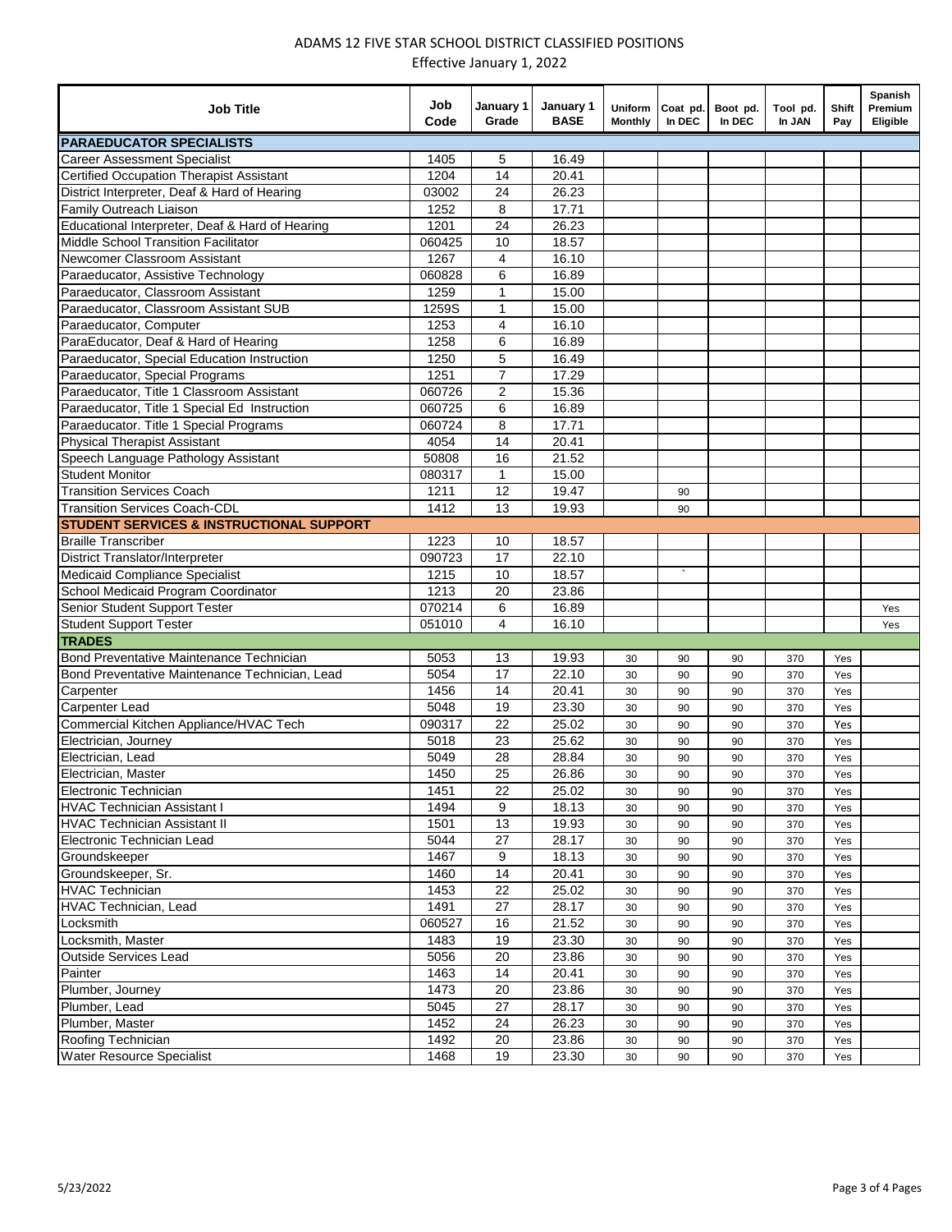ADAMS 12 FIVE STAR SCHOOL DISTRICT CLASSIFIED POSITIONS

Effective January 1, 2022

| Job Title | Job Code | January 1 Grade | January 1 BASE | Uniform Monthly | Coat pd. In DEC | Boot pd. In DEC | Tool pd. In JAN | Shift Pay | Spanish Premium Eligible |
|---|---|---|---|---|---|---|---|---|---|
| **PARAEDUCATOR SPECIALISTS** | | | | | | | | | |
| Career Assessment Specialist | 1405 | 5 | 16.49 | | | | | | |
| Certified Occupation Therapist Assistant | 1204 | 14 | 20.41 | | | | | | |
| District Interpreter, Deaf & Hard of Hearing | 03002 | 24 | 26.23 | | | | | | |
| Family Outreach Liaison | 1252 | 8 | 17.71 | | | | | | |
| Educational Interpreter, Deaf & Hard of Hearing | 1201 | 24 | 26.23 | | | | | | |
| Middle School Transition Facilitator | 060425 | 10 | 18.57 | | | | | | |
| Newcomer Classroom Assistant | 1267 | 4 | 16.10 | | | | | | |
| Paraeducator, Assistive Technology | 060828 | 6 | 16.89 | | | | | | |
| Paraeducator, Classroom Assistant | 1259 | 1 | 15.00 | | | | | | |
| Paraeducator, Classroom Assistant SUB | 1259S | 1 | 15.00 | | | | | | |
| Paraeducator, Computer | 1253 | 4 | 16.10 | | | | | | |
| ParaEducator, Deaf & Hard of Hearing | 1258 | 6 | 16.89 | | | | | | |
| Paraeducator, Special Education Instruction | 1250 | 5 | 16.49 | | | | | | |
| Paraeducator, Special Programs | 1251 | 7 | 17.29 | | | | | | |
| Paraeducator, Title 1 Classroom Assistant | 060726 | 2 | 15.36 | | | | | | |
| Paraeducator, Title 1 Special Ed Instruction | 060725 | 6 | 16.89 | | | | | | |
| Paraeducator. Title 1 Special Programs | 060724 | 8 | 17.71 | | | | | | |
| Physical Therapist Assistant | 4054 | 14 | 20.41 | | | | | | |
| Speech Language Pathology Assistant | 50808 | 16 | 21.52 | | | | | | |
| Student Monitor | 080317 | 1 | 15.00 | | | | | | |
| Transition Services Coach | 1211 | 12 | 19.47 | | 90 | | | | |
| Transition Services Coach-CDL | 1412 | 13 | 19.93 | | 90 | | | | |
| **STUDENT SERVICES & INSTRUCTIONAL SUPPORT** | | | | | | | | | |
| Braille Transcriber | 1223 | 10 | 18.57 | | | | | | |
| District Translator/Interpreter | 090723 | 17 | 22.10 | | | | | | |
| Medicaid Compliance Specialist | 1215 | 10 | 18.57 | | ` | | | | |
| School Medicaid Program Coordinator | 1213 | 20 | 23.86 | | | | | | |
| Senior Student Support Tester | 070214 | 6 | 16.89 | | | | | | Yes |
| Student Support Tester | 051010 | 4 | 16.10 | | | | | | Yes |
| **TRADES** | | | | | | | | | |
| Bond Preventative Maintenance Technician | 5053 | 13 | 19.93 | 30 | 90 | 90 | 370 | Yes | |
| Bond Preventative Maintenance Technician, Lead | 5054 | 17 | 22.10 | 30 | 90 | 90 | 370 | Yes | |
| Carpenter | 1456 | 14 | 20.41 | 30 | 90 | 90 | 370 | Yes | |
| Carpenter Lead | 5048 | 19 | 23.30 | 30 | 90 | 90 | 370 | Yes | |
| Commercial Kitchen Appliance/HVAC Tech | 090317 | 22 | 25.02 | 30 | 90 | 90 | 370 | Yes | |
| Electrician, Journey | 5018 | 23 | 25.62 | 30 | 90 | 90 | 370 | Yes | |
| Electrician, Lead | 5049 | 28 | 28.84 | 30 | 90 | 90 | 370 | Yes | |
| Electrician, Master | 1450 | 25 | 26.86 | 30 | 90 | 90 | 370 | Yes | |
| Electronic Technician | 1451 | 22 | 25.02 | 30 | 90 | 90 | 370 | Yes | |
| HVAC Technician Assistant I | 1494 | 9 | 18.13 | 30 | 90 | 90 | 370 | Yes | |
| HVAC Technician Assistant II | 1501 | 13 | 19.93 | 30 | 90 | 90 | 370 | Yes | |
| Electronic Technician Lead | 5044 | 27 | 28.17 | 30 | 90 | 90 | 370 | Yes | |
| Groundskeeper | 1467 | 9 | 18.13 | 30 | 90 | 90 | 370 | Yes | |
| Groundskeeper, Sr. | 1460 | 14 | 20.41 | 30 | 90 | 90 | 370 | Yes | |
| HVAC Technician | 1453 | 22 | 25.02 | 30 | 90 | 90 | 370 | Yes | |
| HVAC Technician, Lead | 1491 | 27 | 28.17 | 30 | 90 | 90 | 370 | Yes | |
| Locksmith | 060527 | 16 | 21.52 | 30 | 90 | 90 | 370 | Yes | |
| Locksmith, Master | 1483 | 19 | 23.30 | 30 | 90 | 90 | 370 | Yes | |
| Outside Services Lead | 5056 | 20 | 23.86 | 30 | 90 | 90 | 370 | Yes | |
| Painter | 1463 | 14 | 20.41 | 30 | 90 | 90 | 370 | Yes | |
| Plumber, Journey | 1473 | 20 | 23.86 | 30 | 90 | 90 | 370 | Yes | |
| Plumber, Lead | 5045 | 27 | 28.17 | 30 | 90 | 90 | 370 | Yes | |
| Plumber, Master | 1452 | 24 | 26.23 | 30 | 90 | 90 | 370 | Yes | |
| Roofing Technician | 1492 | 20 | 23.86 | 30 | 90 | 90 | 370 | Yes | |
| Water Resource Specialist | 1468 | 19 | 23.30 | 30 | 90 | 90 | 370 | Yes | |

5/23/2022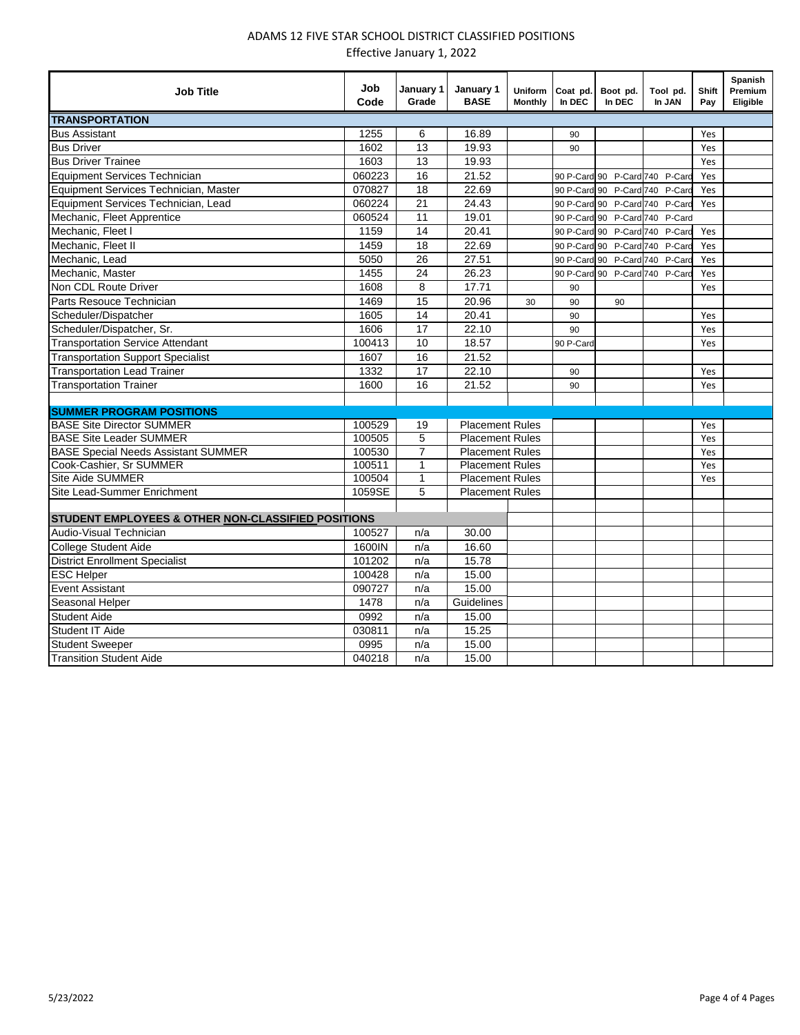ADAMS 12 FIVE STAR SCHOOL DISTRICT CLASSIFIED POSITIONS

Effective January 1, 2022

| Job Title | Job Code | January 1 Grade | January 1 BASE | Uniform Monthly | Coat pd. In DEC | Boot pd. In DEC | Tool pd. In JAN | Shift Pay | Spanish Premium Eligible |
|---|---|---|---|---|---|---|---|---|---|
| **TRANSPORTATION** | | | | | | | | | |
| Bus Assistant | 1255 | 6 | 16.89 | | 90 | | | Yes | |
| Bus Driver | 1602 | 13 | 19.93 | | 90 | | | Yes | |
| Bus Driver Trainee | 1603 | 13 | 19.93 | | | | | Yes | |
| Equipment Services Technician | 060223 | 16 | 21.52 | | 90 P-Card | 90 P-Card | 740 P-Card | Yes | |
| Equipment Services Technician, Master | 070827 | 18 | 22.69 | | 90 P-Card | 90 P-Card | 740 P-Card | Yes | |
| Equipment Services Technician, Lead | 060224 | 21 | 24.43 | | 90 P-Card | 90 P-Card | 740 P-Card | Yes | |
| Mechanic, Fleet Apprentice | 060524 | 11 | 19.01 | | 90 P-Card | 90 P-Card | 740 P-Card | | |
| Mechanic, Fleet I | 1159 | 14 | 20.41 | | 90 P-Card | 90 P-Card | 740 P-Card | Yes | |
| Mechanic, Fleet II | 1459 | 18 | 22.69 | | 90 P-Card | 90 P-Card | 740 P-Card | Yes | |
| Mechanic, Lead | 5050 | 26 | 27.51 | | 90 P-Card | 90 P-Card | 740 P-Card | Yes | |
| Mechanic, Master | 1455 | 24 | 26.23 | | 90 P-Card | 90 P-Card | 740 P-Card | Yes | |
| Non CDL Route Driver | 1608 | 8 | 17.71 | | 90 | | | Yes | |
| Parts Resouce Technician | 1469 | 15 | 20.96 | 30 | 90 | 90 | | | |
| Scheduler/Dispatcher | 1605 | 14 | 20.41 | | 90 | | | Yes | |
| Scheduler/Dispatcher, Sr. | 1606 | 17 | 22.10 | | 90 | | | Yes | |
| Transportation Service Attendant | 100413 | 10 | 18.57 | | 90 P-Card | | | Yes | |
| Transportation Support Specialist | 1607 | 16 | 21.52 | | | | | | |
| Transportation Lead Trainer | 1332 | 17 | 22.10 | | 90 | | | Yes | |
| Transportation Trainer | 1600 | 16 | 21.52 | | 90 | | | Yes | |
| | | | | | | | | | |
| **SUMMER PROGRAM POSITIONS** | | | | | | | | | |
| BASE Site Director SUMMER | 100529 | 19 | Placement Rules | | | | | Yes | |
| BASE Site Leader SUMMER | 100505 | 5 | Placement Rules | | | | | Yes | |
| BASE Special Needs Assistant SUMMER | 100530 | 7 | Placement Rules | | | | | Yes | |
| Cook-Cashier, Sr SUMMER | 100511 | 1 | Placement Rules | | | | | Yes | |
| Site Aide SUMMER | 100504 | 1 | Placement Rules | | | | | Yes | |
| Site Lead-Summer Enrichment | 1059SE | 5 | Placement Rules | | | | | | |
| | | | | | | | | | |
| **STUDENT EMPLOYEES & OTHER NON-CLASSIFIED POSITIONS** | | | | | | | | | |
| Audio-Visual Technician | 100527 | n/a | 30.00 | | | | | | |
| College Student Aide | 1600IN | n/a | 16.60 | | | | | | |
| District Enrollment Specialist | 101202 | n/a | 15.78 | | | | | | |
| ESC Helper | 100428 | n/a | 15.00 | | | | | | |
| Event Assistant | 090727 | n/a | 15.00 | | | | | | |
| Seasonal Helper | 1478 | n/a | Guidelines | | | | | | |
| Student Aide | 0992 | n/a | 15.00 | | | | | | |
| Student IT Aide | 030811 | n/a | 15.25 | | | | | | |
| Student Sweeper | 0995 | n/a | 15.00 | | | | | | |
| Transition Student Aide | 040218 | n/a | 15.00 | | | | | | |

5/23/2022